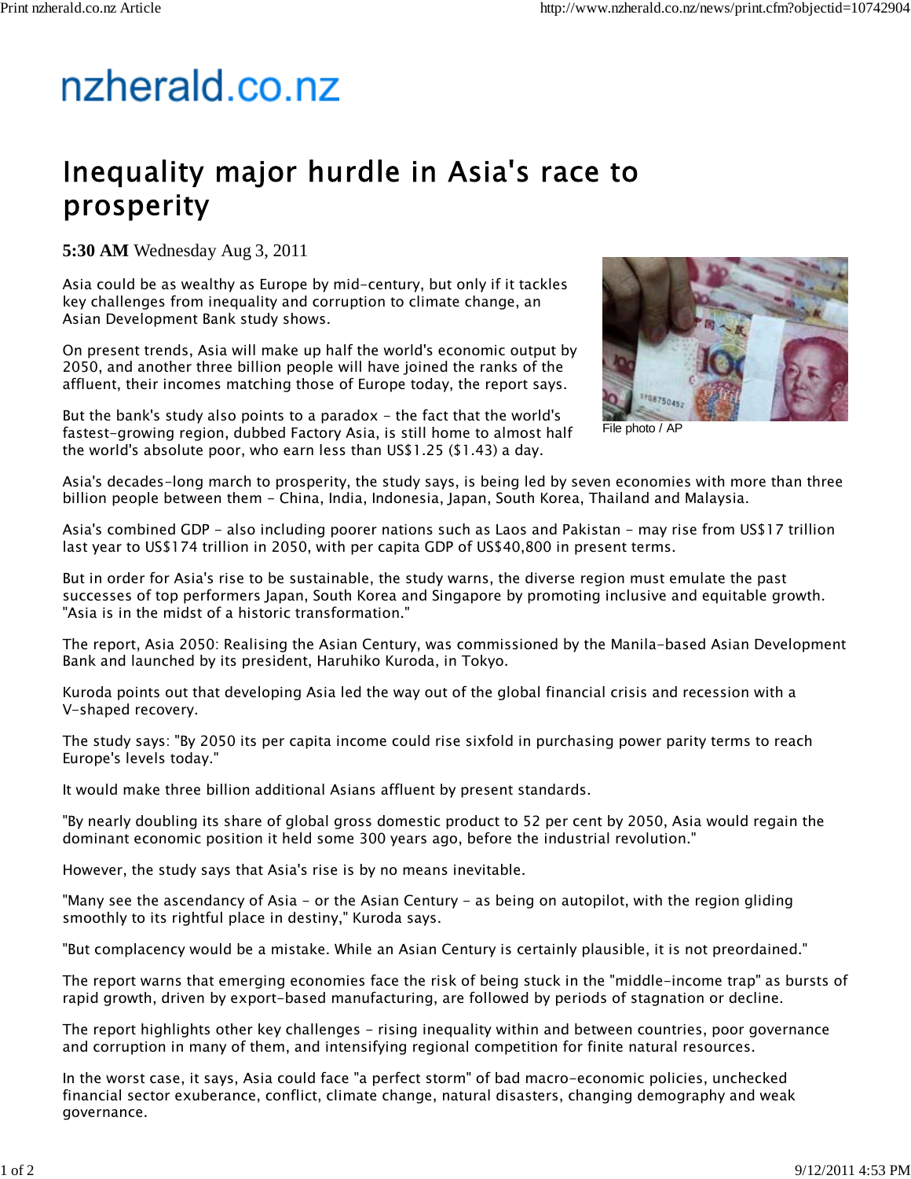nzherald.co.nz

# Inequality major hurdle in Asia's race to prosperity

**5:30 AM** Wednesday Aug 3, 2011

Asia could be as wealthy as Europe by mid-century, but only if it tackles key challenges from inequality and corruption to climate change, an Asian Development Bank study shows.

On present trends, Asia will make up half the world's economic output by 2050, and another three billion people will have joined the ranks of the affluent, their incomes matching those of Europe today, the report says.

But the bank's study also points to a paradox - the fact that the world's fastest-growing region, dubbed Factory Asia, is still home to almost half the world's absolute poor, who earn less than US$1.25 ($1.43) a day.

File photo / AP

Asia's decades-long march to prosperity, the study says, is being led by seven economies with more than three billion people between them - China, India, Indonesia, Japan, South Korea, Thailand and Malaysia.

Asia's combined GDP - also including poorer nations such as Laos and Pakistan - may rise from US$17 trillion last year to US$174 trillion in 2050, with per capita GDP of US$40,800 in present terms.

But in order for Asia's rise to be sustainable, the study warns, the diverse region must emulate the past successes of top performers Japan, South Korea and Singapore by promoting inclusive and equitable growth. "Asia is in the midst of a historic transformation."

The report, Asia 2050: Realising the Asian Century, was commissioned by the Manila-based Asian Development Bank and launched by its president, Haruhiko Kuroda, in Tokyo.

Kuroda points out that developing Asia led the way out of the global financial crisis and recession with a V-shaped recovery.

The study says: "By 2050 its per capita income could rise sixfold in purchasing power parity terms to reach Europe's levels today."

It would make three billion additional Asians affluent by present standards.

"By nearly doubling its share of global gross domestic product to 52 per cent by 2050, Asia would regain the dominant economic position it held some 300 years ago, before the industrial revolution."

However, the study says that Asia's rise is by no means inevitable.

"Many see the ascendancy of Asia - or the Asian Century - as being on autopilot, with the region gliding smoothly to its rightful place in destiny," Kuroda says.

"But complacency would be a mistake. While an Asian Century is certainly plausible, it is not preordained."

The report warns that emerging economies face the risk of being stuck in the "middle-income trap" as bursts of rapid growth, driven by export-based manufacturing, are followed by periods of stagnation or decline.

The report highlights other key challenges - rising inequality within and between countries, poor governance and corruption in many of them, and intensifying regional competition for finite natural resources.

In the worst case, it says, Asia could face "a perfect storm" of bad macro-economic policies, unchecked financial sector exuberance, conflict, climate change, natural disasters, changing demography and weak governance.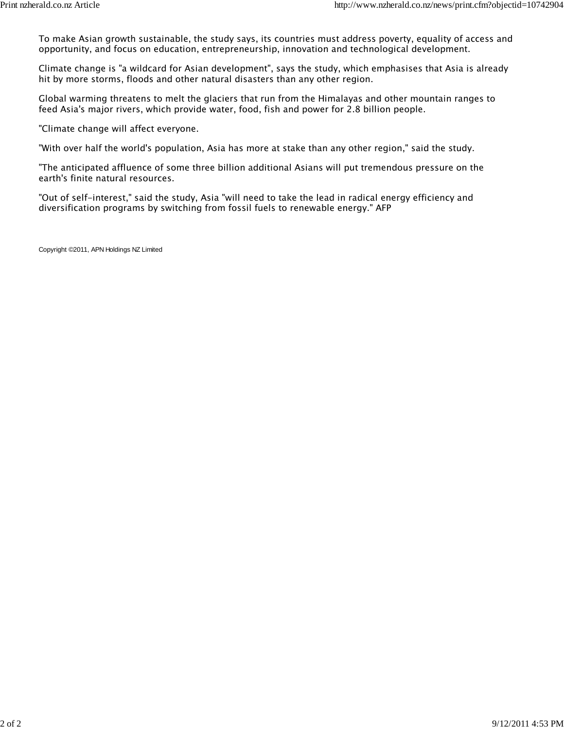To make Asian growth sustainable, the study says, its countries must address poverty, equality of access and opportunity, and focus on education, entrepreneurship, innovation and technological development.

Climate change is "a wildcard for Asian development", says the study, which emphasises that Asia is already hit by more storms, floods and other natural disasters than any other region.

Global warming threatens to melt the glaciers that run from the Himalayas and other mountain ranges to feed Asia's major rivers, which provide water, food, fish and power for 2.8 billion people.

"Climate change will affect everyone.

"With over half the world's population, Asia has more at stake than any other region," said the study.

"The anticipated affluence of some three billion additional Asians will put tremendous pressure on the earth's finite natural resources.

"Out of self-interest," said the study, Asia "will need to take the lead in radical energy efficiency and diversification programs by switching from fossil fuels to renewable energy." AFP

Copyright ©2011, APN Holdings NZ Limited